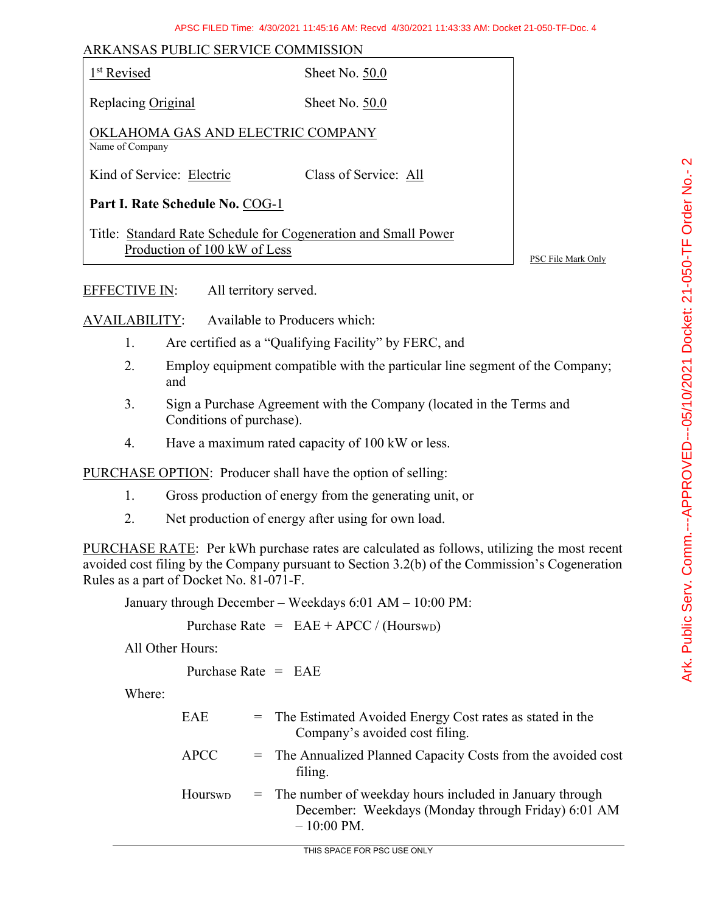ARKANSAS PUBLIC SERVICE COMMISSION

| | |
|---|---|
| 1st Revised | Sheet No. 50.0 |
| Replacing Original | Sheet No. 50.0 |
| OKLAHOMA GAS AND ELECTRIC COMPANY<br>Name of Company | |
| Kind of Service: Electric | Class of Service: All |
| **Part I. Rate Schedule No.** COG-1 | |
| Title: Standard Rate Schedule for Cogeneration and Small Power Production of 100 kW of Less | |

PSC File Mark Only

EFFECTIVE IN: All territory served.

AVAILABILITY: Available to Producers which:

1. Are certified as a "Qualifying Facility" by FERC, and
2. Employ equipment compatible with the particular line segment of the Company; and
3. Sign a Purchase Agreement with the Company (located in the Terms and Conditions of purchase).
4. Have a maximum rated capacity of 100 kW or less.

PURCHASE OPTION: Producer shall have the option of selling:

1. Gross production of energy from the generating unit, or
2. Net production of energy after using for own load.

PURCHASE RATE: Per kWh purchase rates are calculated as follows, utilizing the most recent avoided cost filing by the Company pursuant to Section 3.2(b) of the Commission's Cogeneration Rules as a part of Docket No. 81-071-F.

January through December – Weekdays 6:01 AM – 10:00 PM:

$$\text{Purchase Rate} = \text{EAE} + \text{APCC} / (\text{Hours}_{\text{WD}})$$

All Other Hours:

$$\text{Purchase Rate} = \text{EAE}$$

Where:

EAE = The Estimated Avoided Energy Cost rates as stated in the Company's avoided cost filing.

APCC = The Annualized Planned Capacity Costs from the avoided cost filing.

$\text{Hours}_{\text{WD}}$ = The number of weekday hours included in January through December: Weekdays (Monday through Friday) 6:01 AM – 10:00 PM.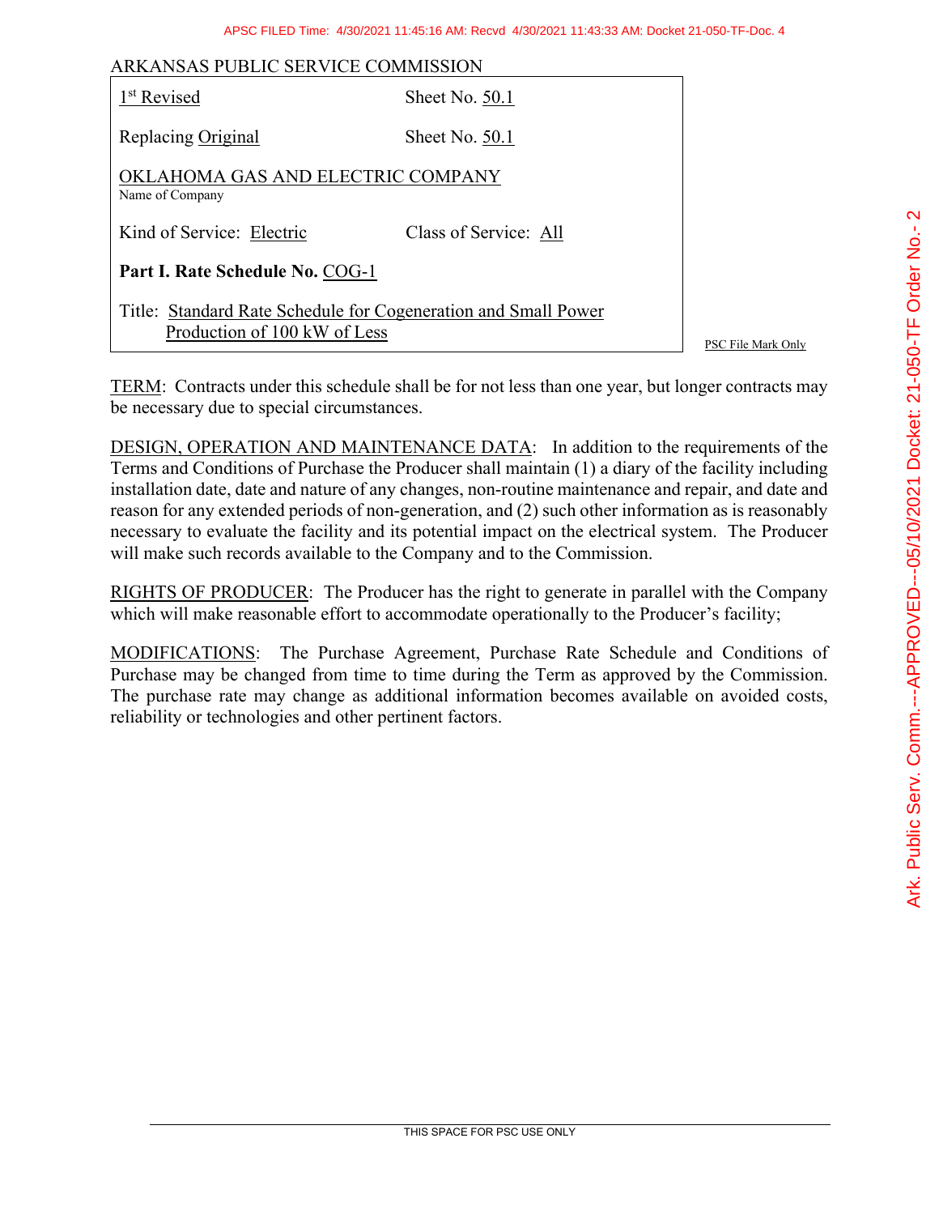ARKANSAS PUBLIC SERVICE COMMISSION

| | |
|---|---|
| 1st Revised | Sheet No. 50.1 |
| Replacing Original | Sheet No. 50.1 |
| OKLAHOMA GAS AND ELECTRIC COMPANY<br>Name of Company | |
| Kind of Service: Electric | Class of Service: All |
| **Part I. Rate Schedule No.** COG-1 | |
| Title: Standard Rate Schedule for Cogeneration and Small Power Production of 100 kW of Less | |

PSC File Mark Only

TERM: Contracts under this schedule shall be for not less than one year, but longer contracts may be necessary due to special circumstances.

DESIGN, OPERATION AND MAINTENANCE DATA: In addition to the requirements of the Terms and Conditions of Purchase the Producer shall maintain (1) a diary of the facility including installation date, date and nature of any changes, non-routine maintenance and repair, and date and reason for any extended periods of non-generation, and (2) such other information as is reasonably necessary to evaluate the facility and its potential impact on the electrical system. The Producer will make such records available to the Company and to the Commission.

RIGHTS OF PRODUCER: The Producer has the right to generate in parallel with the Company which will make reasonable effort to accommodate operationally to the Producer's facility;

MODIFICATIONS: The Purchase Agreement, Purchase Rate Schedule and Conditions of Purchase may be changed from time to time during the Term as approved by the Commission. The purchase rate may change as additional information becomes available on avoided costs, reliability or technologies and other pertinent factors.

THIS SPACE FOR PSC USE ONLY